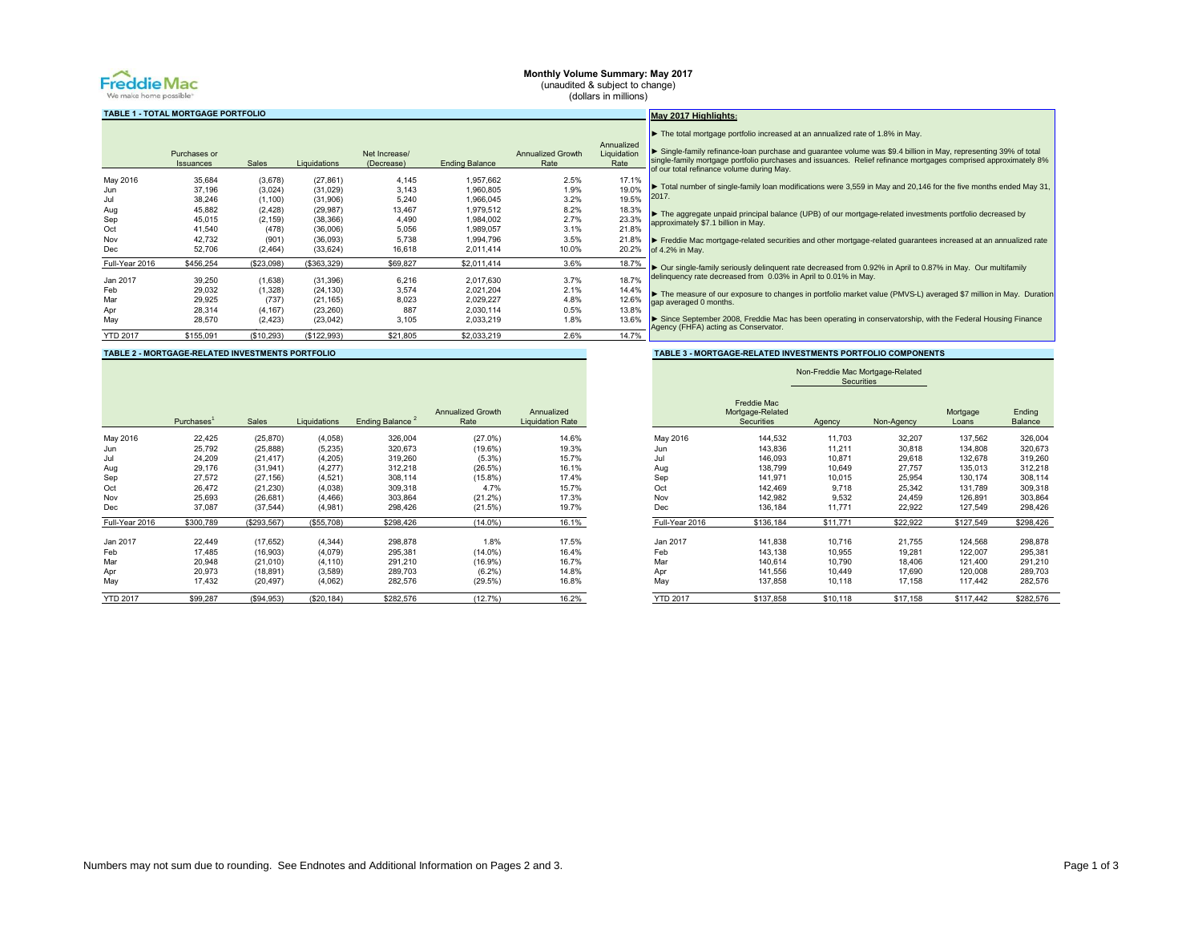# Monthly Volume Summary: May 2017

(unaudited & subject to change)
(dollars in millions)

## TABLE 1 - TOTAL MORTGAGE PORTFOLIO

| | Purchases or Issuances | Sales | Liquidations | Net Increase/ (Decrease) | Ending Balance | Annualized Growth Rate | Annualized Liquidation Rate |
|---|---|---|---|---|---|---|---|
| May 2016 | 35,684 | (3,678) | (27,861) | 4,145 | 1,957,662 | 2.5% | 17.1% |
| Jun | 37,196 | (3,024) | (31,029) | 3,143 | 1,960,805 | 1.9% | 19.0% |
| Jul | 38,246 | (1,100) | (31,906) | 5,240 | 1,966,045 | 3.2% | 19.5% |
| Aug | 45,882 | (2,428) | (29,987) | 13,467 | 1,979,512 | 8.2% | 18.3% |
| Sep | 45,015 | (2,159) | (38,366) | 4,490 | 1,984,002 | 2.7% | 23.3% |
| Oct | 41,540 | (478) | (36,006) | 5,056 | 1,989,057 | 3.1% | 21.8% |
| Nov | 42,732 | (901) | (36,093) | 5,738 | 1,994,796 | 3.5% | 21.8% |
| Dec | 52,706 | (2,464) | (33,624) | 16,618 | 2,011,414 | 10.0% | 20.2% |
| Full-Year 2016 | $456,254 | ($23,098) | ($363,329) | $69,827 | $2,011,414 | 3.6% | 18.7% |
| Jan 2017 | 39,250 | (1,638) | (31,396) | 6,216 | 2,017,630 | 3.7% | 18.7% |
| Feb | 29,032 | (1,328) | (24,130) | 3,574 | 2,021,204 | 2.1% | 14.4% |
| Mar | 29,925 | (737) | (21,165) | 8,023 | 2,029,227 | 4.8% | 12.6% |
| Apr | 28,314 | (4,167) | (23,260) | 887 | 2,030,114 | 0.5% | 13.8% |
| May | 28,570 | (2,423) | (23,042) | 3,105 | 2,033,219 | 1.8% | 13.6% |
| YTD 2017 | $155,091 | ($10,293) | ($122,993) | $21,805 | $2,033,219 | 2.6% | 14.7% |

## May 2017 Highlights:

- ► The total mortgage portfolio increased at an annualized rate of 1.8% in May.
- ► Single-family refinance-loan purchase and guarantee volume was $9.4 billion in May, representing 39% of total single-family mortgage portfolio purchases and issuances. Relief refinance mortgages comprised approximately 8% of our total refinance volume during May.
- ► Total number of single-family loan modifications were 3,559 in May and 20,146 for the five months ended May 31, 2017.
- ► The aggregate unpaid principal balance (UPB) of our mortgage-related investments portfolio decreased by approximately $7.1 billion in May.
- ► Freddie Mac mortgage-related securities and other mortgage-related guarantees increased at an annualized rate of 4.2% in May.
- ► Our single-family seriously delinquent rate decreased from 0.92% in April to 0.87% in May. Our multifamily delinquency rate decreased from 0.03% in April to 0.01% in May.
- ► The measure of our exposure to changes in portfolio market value (PMVS-L) averaged $7 million in May. Duration gap averaged 0 months.
- ► Since September 2008, Freddie Mac has been operating in conservatorship, with the Federal Housing Finance Agency (FHFA) acting as Conservator.

## TABLE 2 - MORTGAGE-RELATED INVESTMENTS PORTFOLIO

| | Purchases[1] | Sales | Liquidations | Ending Balance[2] | Annualized Growth Rate | Annualized Liquidation Rate |
|---|---|---|---|---|---|---|
| May 2016 | 22,425 | (25,870) | (4,058) | 326,004 | (27.0%) | 14.6% |
| Jun | 25,792 | (25,888) | (5,235) | 320,673 | (19.6%) | 19.3% |
| Jul | 24,209 | (21,417) | (4,205) | 319,260 | (5.3%) | 15.7% |
| Aug | 29,176 | (31,941) | (4,277) | 312,218 | (26.5%) | 16.1% |
| Sep | 27,572 | (27,156) | (4,521) | 308,114 | (15.8%) | 17.4% |
| Oct | 26,472 | (21,230) | (4,038) | 309,318 | 4.7% | 15.7% |
| Nov | 25,693 | (26,681) | (4,466) | 303,864 | (21.2%) | 17.3% |
| Dec | 37,087 | (37,544) | (4,981) | 298,426 | (21.5%) | 19.7% |
| Full-Year 2016 | $300,789 | ($293,567) | ($55,708) | $298,426 | (14.0%) | 16.1% |
| Jan 2017 | 22,449 | (17,652) | (4,344) | 298,878 | 1.8% | 17.5% |
| Feb | 17,485 | (16,903) | (4,079) | 295,381 | (14.0%) | 16.4% |
| Mar | 20,948 | (21,010) | (4,110) | 291,210 | (16.9%) | 16.7% |
| Apr | 20,973 | (18,891) | (3,589) | 289,703 | (6.2%) | 14.8% |
| May | 17,432 | (20,497) | (4,062) | 282,576 | (29.5%) | 16.8% |
| YTD 2017 | $99,287 | ($94,953) | ($20,184) | $282,576 | (12.7%) | 16.2% |

## TABLE 3 - MORTGAGE-RELATED INVESTMENTS PORTFOLIO COMPONENTS

| | Freddie Mac Mortgage-Related Securities | Non-Freddie Mac Mortgage-Related Securities | | Mortgage Loans | Ending Balance |
|---|---|---|---|---|---|
| | | Agency | Non-Agency | | |
| May 2016 | 144,532 | 11,703 | 32,207 | 137,562 | 326,004 |
| Jun | 143,836 | 11,211 | 30,818 | 134,808 | 320,673 |
| Jul | 146,093 | 10,871 | 29,618 | 132,678 | 319,260 |
| Aug | 138,799 | 10,649 | 27,757 | 135,013 | 312,218 |
| Sep | 141,971 | 10,015 | 25,954 | 130,174 | 308,114 |
| Oct | 142,469 | 9,718 | 25,342 | 131,789 | 309,318 |
| Nov | 142,982 | 9,532 | 24,459 | 126,891 | 303,864 |
| Dec | 136,184 | 11,771 | 22,922 | 127,549 | 298,426 |
| Full-Year 2016 | $136,184 | $11,771 | $22,922 | $127,549 | $298,426 |
| Jan 2017 | 141,838 | 10,716 | 21,755 | 124,568 | 298,878 |
| Feb | 143,138 | 10,955 | 19,281 | 122,007 | 295,381 |
| Mar | 140,614 | 10,790 | 18,406 | 121,400 | 291,210 |
| Apr | 141,556 | 10,449 | 17,690 | 120,008 | 289,703 |
| May | 137,858 | 10,118 | 17,158 | 117,442 | 282,576 |
| YTD 2017 | $137,858 | $10,118 | $17,158 | $117,442 | $282,576 |

Numbers may not sum due to rounding. See Endnotes and Additional Information on Pages 2 and 3.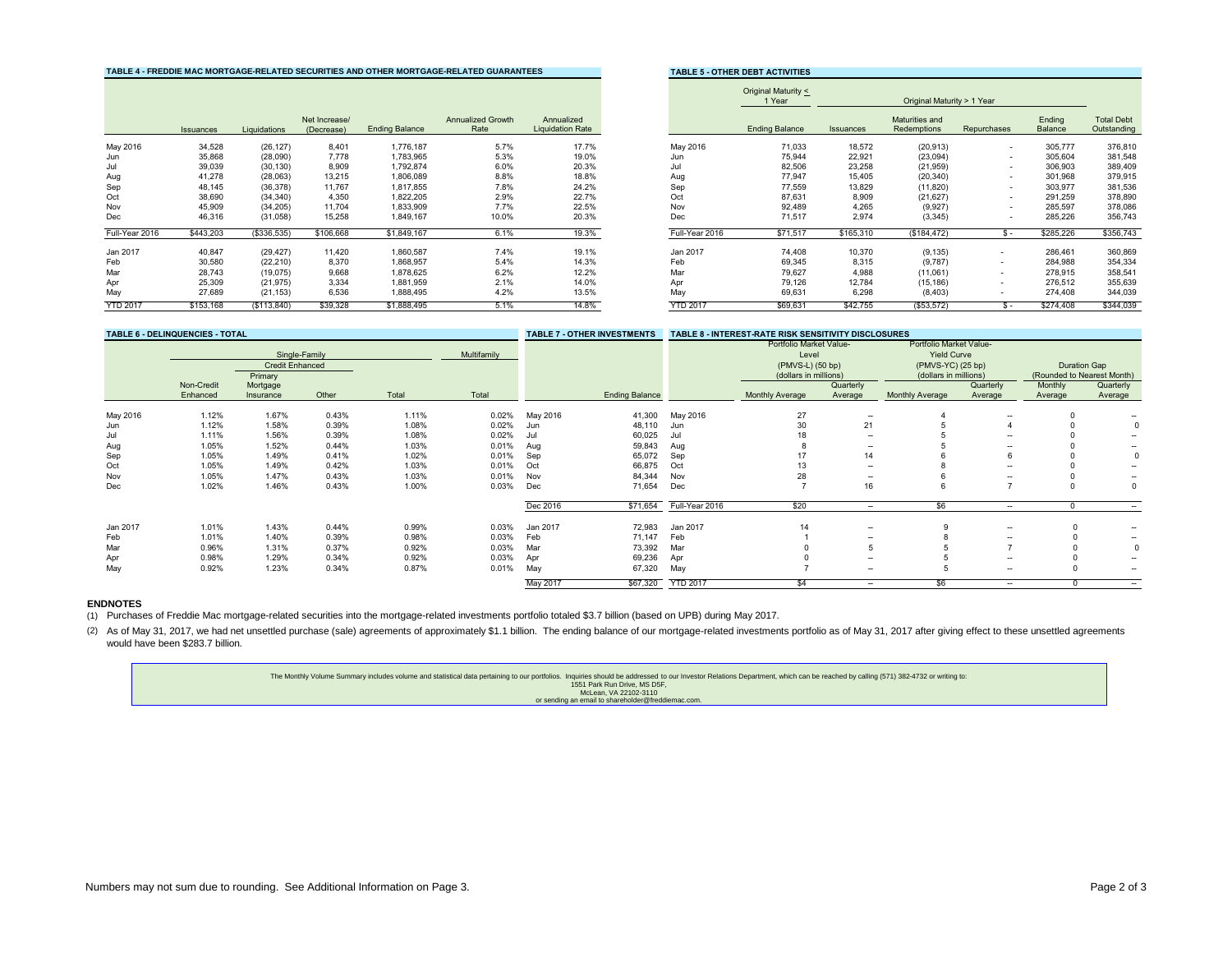**TABLE 4 - FREDDIE MAC MORTGAGE-RELATED SECURITIES AND OTHER MORTGAGE-RELATED GUARANTEES**

| | Issuances | Liquidations | Net Increase/ (Decrease) | Ending Balance | Annualized Growth Rate | Annualized Liquidation Rate |
|---|---|---|---|---|---|---|
| May 2016 | 34,528 | (26,127) | 8,401 | 1,776,187 | 5.7% | 17.7% |
| Jun | 35,868 | (28,090) | 7,778 | 1,783,965 | 5.3% | 19.0% |
| Jul | 39,039 | (30,130) | 8,909 | 1,792,874 | 6.0% | 20.3% |
| Aug | 41,278 | (28,063) | 13,215 | 1,806,089 | 8.8% | 18.8% |
| Sep | 48,145 | (36,378) | 11,767 | 1,817,855 | 7.8% | 24.2% |
| Oct | 38,690 | (34,340) | 4,350 | 1,822,205 | 2.9% | 22.7% |
| Nov | 45,909 | (34,205) | 11,704 | 1,833,909 | 7.7% | 22.5% |
| Dec | 46,316 | (31,058) | 15,258 | 1,849,167 | 10.0% | 20.3% |
| Full-Year 2016 | $443,203 | ($336,535) | $106,668 | $1,849,167 | 6.1% | 19.3% |
| Jan 2017 | 40,847 | (29,427) | 11,420 | 1,860,587 | 7.4% | 19.1% |
| Feb | 30,580 | (22,210) | 8,370 | 1,868,957 | 5.4% | 14.3% |
| Mar | 28,743 | (19,075) | 9,668 | 1,878,625 | 6.2% | 12.2% |
| Apr | 25,309 | (21,975) | 3,334 | 1,881,959 | 2.1% | 14.0% |
| May | 27,689 | (21,153) | 6,536 | 1,888,495 | 4.2% | 13.5% |
| YTD 2017 | $153,168 | ($113,840) | $39,328 | $1,888,495 | 5.1% | 14.8% |

**TABLE 5 - OTHER DEBT ACTIVITIES**

| | Original Maturity < 1 Year | Original Maturity > 1 Year | | | | |
|---|---|---|---|---|---|---|
| | Ending Balance | Issuances | Maturities and Redemptions | Repurchases | Ending Balance | Total Debt Outstanding |
| May 2016 | 71,033 | 18,572 | (20,913) | - | 305,777 | 376,810 |
| Jun | 75,944 | 22,921 | (23,094) | - | 305,604 | 381,548 |
| Jul | 82,506 | 23,258 | (21,959) | - | 306,903 | 389,409 |
| Aug | 77,947 | 15,405 | (20,340) | - | 301,968 | 379,915 |
| Sep | 77,559 | 13,829 | (11,820) | - | 303,977 | 381,536 |
| Oct | 87,631 | 8,909 | (21,627) | - | 291,259 | 378,890 |
| Nov | 92,489 | 4,265 | (9,927) | - | 285,597 | 378,086 |
| Dec | 71,517 | 2,974 | (3,345) | - | 285,226 | 356,743 |
| Full-Year 2016 | $71,517 | $165,310 | ($184,472) | $ - | $285,226 | $356,743 |
| Jan 2017 | 74,408 | 10,370 | (9,135) | - | 286,461 | 360,869 |
| Feb | 69,345 | 8,315 | (9,787) | - | 284,988 | 354,334 |
| Mar | 79,627 | 4,988 | (11,061) | - | 278,915 | 358,541 |
| Apr | 79,126 | 12,784 | (15,186) | - | 276,512 | 355,639 |
| May | 69,631 | 6,298 | (8,403) | - | 274,408 | 344,039 |
| YTD 2017 | $69,631 | $42,755 | ($53,572) | $ - | $274,408 | $344,039 |

**TABLE 6 - DELINQUENCIES - TOTAL**

| | Single-Family | | | | Multifamily |
|---|---|---|---|---|---|
| | | Credit Enhanced | | | |
| | Non-Credit Enhanced | Primary Mortgage Insurance | Other | Total | Total |
| May 2016 | 1.12% | 1.67% | 0.43% | 1.11% | 0.02% |
| Jun | 1.12% | 1.58% | 0.39% | 1.08% | 0.02% |
| Jul | 1.11% | 1.56% | 0.39% | 1.08% | 0.02% |
| Aug | 1.05% | 1.52% | 0.44% | 1.03% | 0.01% |
| Sep | 1.05% | 1.49% | 0.41% | 1.02% | 0.01% |
| Oct | 1.05% | 1.49% | 0.42% | 1.03% | 0.01% |
| Nov | 1.05% | 1.47% | 0.43% | 1.03% | 0.01% |
| Dec | 1.02% | 1.46% | 0.43% | 1.00% | 0.03% |
| Jan 2017 | 1.01% | 1.43% | 0.44% | 0.99% | 0.03% |
| Feb | 1.01% | 1.40% | 0.39% | 0.98% | 0.03% |
| Mar | 0.96% | 1.31% | 0.37% | 0.92% | 0.03% |
| Apr | 0.98% | 1.29% | 0.34% | 0.92% | 0.03% |
| May | 0.92% | 1.23% | 0.34% | 0.87% | 0.01% |

**TABLE 7 - OTHER INVESTMENTS**

| | Ending Balance |
|---|---|
| May 2016 | 41,300 |
| Jun | 48,110 |
| Jul | 60,025 |
| Aug | 59,843 |
| Sep | 65,072 |
| Oct | 66,875 |
| Nov | 84,344 |
| Dec | 71,654 |
| Dec 2016 | $71,654 |
| Jan 2017 | 72,983 |
| Feb | 71,147 |
| Mar | 73,392 |
| Apr | 69,236 |
| May | 67,320 |
| May 2017 | $67,320 |

**TABLE 8 - INTEREST-RATE RISK SENSITIVITY DISCLOSURES**

| | Portfolio Market Value-Level (PMVS-L) (50 bp) (dollars in millions) | | Portfolio Market Value-Yield Curve (PMVS-YC) (25 bp) (dollars in millions) | | Duration Gap (Rounded to Nearest Month) | |
|---|---|---|---|---|---|---|
| | Monthly Average | Quarterly Average | Monthly Average | Quarterly Average | Monthly Average | Quarterly Average |
| May 2016 | 27 | -- | 4 | -- | 0 | -- |
| Jun | 30 | 21 | 5 | 4 | 0 | 0 |
| Jul | 18 | -- | 5 | -- | 0 | -- |
| Aug | 8 | -- | 5 | -- | 0 | -- |
| Sep | 17 | 14 | 6 | 6 | 0 | 0 |
| Oct | 13 | -- | 8 | -- | 0 | -- |
| Nov | 28 | -- | 6 | -- | 0 | -- |
| Dec | 7 | 16 | 6 | 7 | 0 | 0 |
| Full-Year 2016 | $20 | -- | $6 | -- | 0 | -- |
| Jan 2017 | 14 | -- | 9 | -- | 0 | -- |
| Feb | 1 | -- | 8 | -- | 0 | -- |
| Mar | 0 | 5 | 5 | 7 | 0 | 0 |
| Apr | 0 | -- | 5 | -- | 0 | -- |
| May | 7 | -- | 5 | -- | 0 | -- |
| YTD 2017 | $4 | -- | $6 | -- | 0 | -- |

**ENDNOTES**

(1) Purchases of Freddie Mac mortgage-related securities into the mortgage-related investments portfolio totaled $3.7 billion (based on UPB) during May 2017.

(2) As of May 31, 2017, we had net unsettled purchase (sale) agreements of approximately $1.1 billion. The ending balance of our mortgage-related investments portfolio as of May 31, 2017 after giving effect to these unsettled agreements would have been $283.7 billion.

The Monthly Volume Summary includes volume and statistical data pertaining to our portfolios. Inquiries should be addressed to our Investor Relations Department, which can be reached by calling (571) 382-4732 or writing to:
1551 Park Run Drive, MS D5F,
McLean, VA 22102-3110
or sending an email to shareholder@freddiemac.com.

Numbers may not sum due to rounding. See Additional Information on Page 3.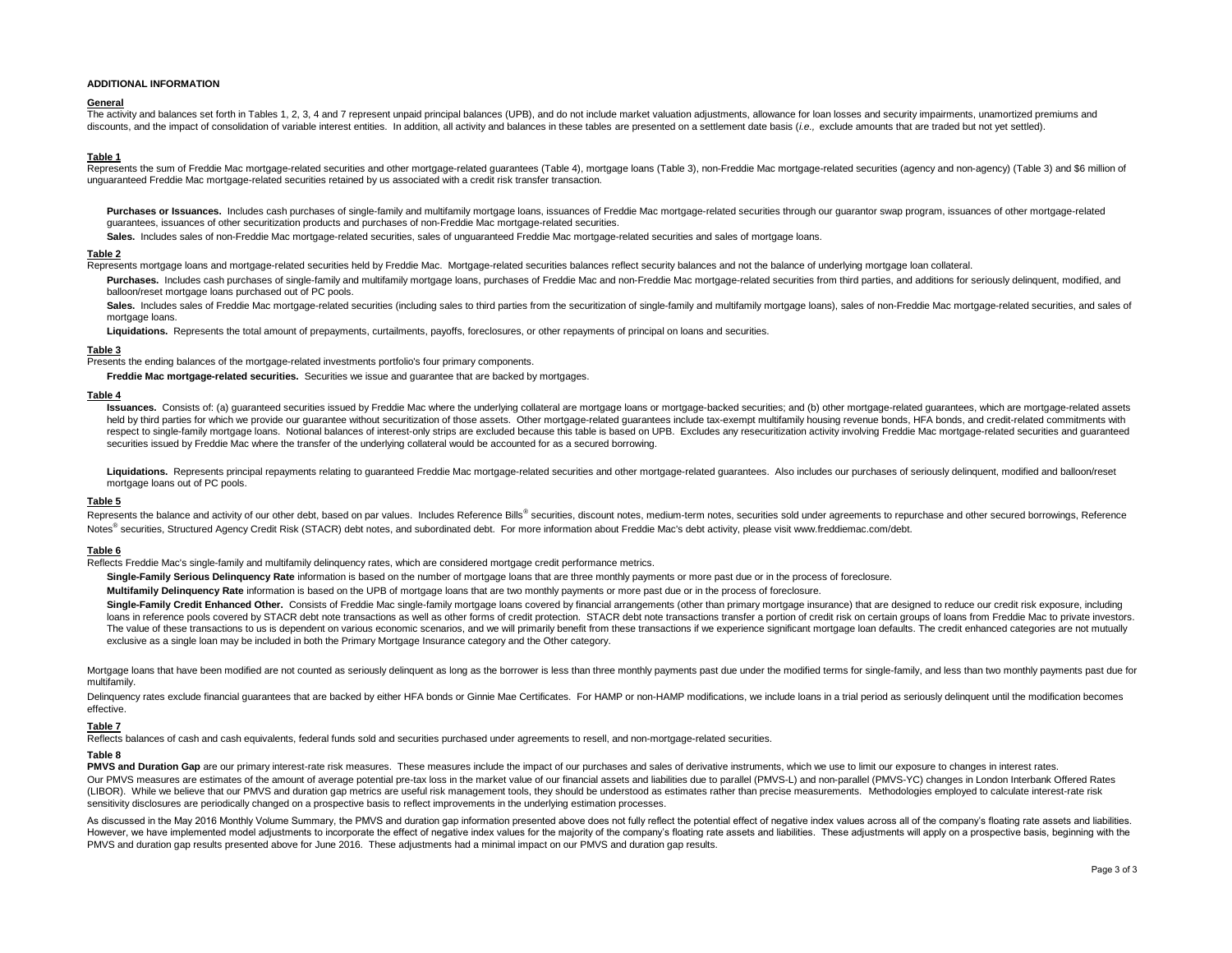## ADDITIONAL INFORMATION

### General

The activity and balances set forth in Tables 1, 2, 3, 4 and 7 represent unpaid principal balances (UPB), and do not include market valuation adjustments, allowance for loan losses and security impairments, unamortized premiums and discounts, and the impact of consolidation of variable interest entities. In addition, all activity and balances in these tables are presented on a settlement date basis (*i.e.,* exclude amounts that are traded but not yet settled).

### Table 1

Represents the sum of Freddie Mac mortgage-related securities and other mortgage-related guarantees (Table 4), mortgage loans (Table 3), non-Freddie Mac mortgage-related securities (agency and non-agency) (Table 3) and $6 million of unguaranteed Freddie Mac mortgage-related securities retained by us associated with a credit risk transfer transaction.

**Purchases or Issuances.** Includes cash purchases of single-family and multifamily mortgage loans, issuances of Freddie Mac mortgage-related securities through our guarantor swap program, issuances of other mortgage-related guarantees, issuances of other securitization products and purchases of non-Freddie Mac mortgage-related securities.

**Sales.** Includes sales of non-Freddie Mac mortgage-related securities, sales of unguaranteed Freddie Mac mortgage-related securities and sales of mortgage loans.

### Table 2

Represents mortgage loans and mortgage-related securities held by Freddie Mac. Mortgage-related securities balances reflect security balances and not the balance of underlying mortgage loan collateral.

**Purchases.** Includes cash purchases of single-family and multifamily mortgage loans, purchases of Freddie Mac and non-Freddie Mac mortgage-related securities from third parties, and additions for seriously delinquent, modified, and balloon/reset mortgage loans purchased out of PC pools.

**Sales.** Includes sales of Freddie Mac mortgage-related securities (including sales to third parties from the securitization of single-family and multifamily mortgage loans), sales of non-Freddie Mac mortgage-related securities, and sales of mortgage loans.

**Liquidations.** Represents the total amount of prepayments, curtailments, payoffs, foreclosures, or other repayments of principal on loans and securities.

### Table 3

Presents the ending balances of the mortgage-related investments portfolio's four primary components.

**Freddie Mac mortgage-related securities.** Securities we issue and guarantee that are backed by mortgages.

### Table 4

**Issuances.** Consists of: (a) guaranteed securities issued by Freddie Mac where the underlying collateral are mortgage loans or mortgage-backed securities; and (b) other mortgage-related guarantees, which are mortgage-related assets held by third parties for which we provide our guarantee without securitization of those assets. Other mortgage-related guarantees include tax-exempt multifamily housing revenue bonds, HFA bonds, and credit-related commitments with respect to single-family mortgage loans. Notional balances of interest-only strips are excluded because this table is based on UPB. Excludes any resecuritization activity involving Freddie Mac mortgage-related securities and guaranteed securities issued by Freddie Mac where the transfer of the underlying collateral would be accounted for as a secured borrowing.

**Liquidations.** Represents principal repayments relating to guaranteed Freddie Mac mortgage-related securities and other mortgage-related guarantees. Also includes our purchases of seriously delinquent, modified and balloon/reset mortgage loans out of PC pools.

### Table 5

Represents the balance and activity of our other debt, based on par values. Includes Reference Bills® securities, discount notes, medium-term notes, securities sold under agreements to repurchase and other secured borrowings, Reference Notes® securities, Structured Agency Credit Risk (STACR) debt notes, and subordinated debt. For more information about Freddie Mac's debt activity, please visit www.freddiemac.com/debt.

### Table 6

Reflects Freddie Mac's single-family and multifamily delinquency rates, which are considered mortgage credit performance metrics.

**Single-Family Serious Delinquency Rate** information is based on the number of mortgage loans that are three monthly payments or more past due or in the process of foreclosure.

**Multifamily Delinquency Rate** information is based on the UPB of mortgage loans that are two monthly payments or more past due or in the process of foreclosure.

**Single-Family Credit Enhanced Other.** Consists of Freddie Mac single-family mortgage loans covered by financial arrangements (other than primary mortgage insurance) that are designed to reduce our credit risk exposure, including loans in reference pools covered by STACR debt note transactions as well as other forms of credit protection. STACR debt note transactions transfer a portion of credit risk on certain groups of loans from Freddie Mac to private investors. The value of these transactions to us is dependent on various economic scenarios, and we will primarily benefit from these transactions if we experience significant mortgage loan defaults. The credit enhanced categories are not mutually exclusive as a single loan may be included in both the Primary Mortgage Insurance category and the Other category.

Mortgage loans that have been modified are not counted as seriously delinquent as long as the borrower is less than three monthly payments past due under the modified terms for single-family, and less than two monthly payments past due for multifamily.

Delinquency rates exclude financial guarantees that are backed by either HFA bonds or Ginnie Mae Certificates. For HAMP or non-HAMP modifications, we include loans in a trial period as seriously delinquent until the modification becomes effective.

### Table 7

Reflects balances of cash and cash equivalents, federal funds sold and securities purchased under agreements to resell, and non-mortgage-related securities.

### Table 8

**PMVS and Duration Gap** are our primary interest-rate risk measures. These measures include the impact of our purchases and sales of derivative instruments, which we use to limit our exposure to changes in interest rates.

Our PMVS measures are estimates of the amount of average potential pre-tax loss in the market value of our financial assets and liabilities due to parallel (PMVS-L) and non-parallel (PMVS-YC) changes in London Interbank Offered Rates (LIBOR). While we believe that our PMVS and duration gap metrics are useful risk management tools, they should be understood as estimates rather than precise measurements. Methodologies employed to calculate interest-rate risk sensitivity disclosures are periodically changed on a prospective basis to reflect improvements in the underlying estimation processes.

As discussed in the May 2016 Monthly Volume Summary, the PMVS and duration gap information presented above does not fully reflect the potential effect of negative index values across all of the company's floating rate assets and liabilities. However, we have implemented model adjustments to incorporate the effect of negative index values for the majority of the company's floating rate assets and liabilities. These adjustments will apply on a prospective basis, beginning with the PMVS and duration gap results presented above for June 2016. These adjustments had a minimal impact on our PMVS and duration gap results.